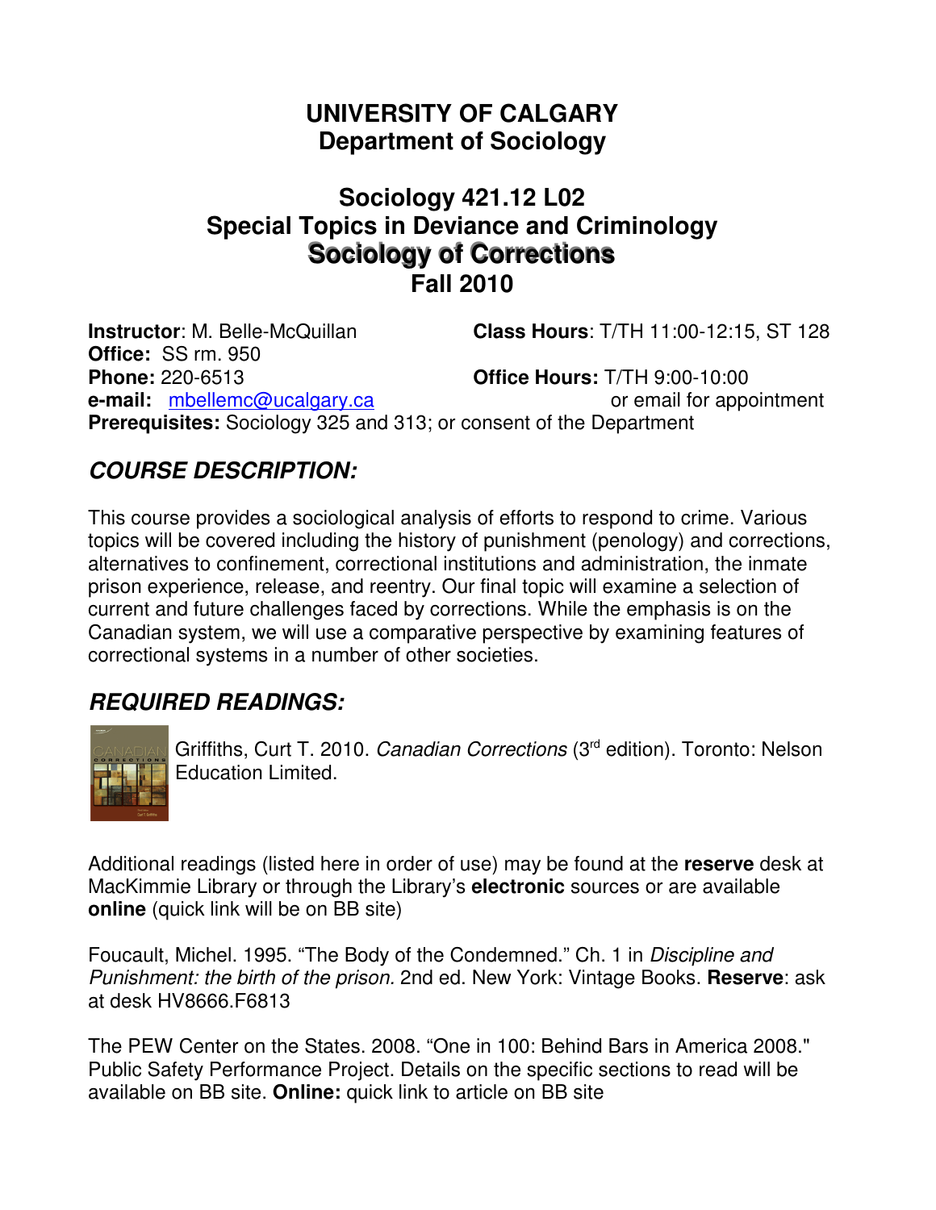# UNIVERSITY OF CALGARY
# Department of Sociology

## Sociology 421.12 L02
## Special Topics in Deviance and Criminology
## Sociology of Corrections
## Fall 2010

**Instructor**: M. Belle-McQuillan
**Class Hours**: T/TH 11:00-12:15, ST 128
**Office:** SS rm. 950
**Phone:** 220-6513
**Office Hours:** T/TH 9:00-10:00 or email for appointment
**e-mail:** mbellemc@ucalgary.ca
**Prerequisites:** Sociology 325 and 313; or consent of the Department

## *COURSE DESCRIPTION:*

This course provides a sociological analysis of efforts to respond to crime. Various topics will be covered including the history of punishment (penology) and corrections, alternatives to confinement, correctional institutions and administration, the inmate prison experience, release, and reentry. Our final topic will examine a selection of current and future challenges faced by corrections. While the emphasis is on the Canadian system, we will use a comparative perspective by examining features of correctional systems in a number of other societies.

## *REQUIRED READINGS:*

Griffiths, Curt T. 2010. *Canadian Corrections* (3rd edition). Toronto: Nelson Education Limited.

Additional readings (listed here in order of use) may be found at the **reserve** desk at MacKimmie Library or through the Library's **electronic** sources or are available **online** (quick link will be on BB site)

Foucault, Michel. 1995. "The Body of the Condemned." Ch. 1 in *Discipline and Punishment: the birth of the prison.* 2nd ed. New York: Vintage Books. **Reserve**: ask at desk HV8666.F6813

The PEW Center on the States. 2008. "One in 100: Behind Bars in America 2008." Public Safety Performance Project. Details on the specific sections to read will be available on BB site. **Online:** quick link to article on BB site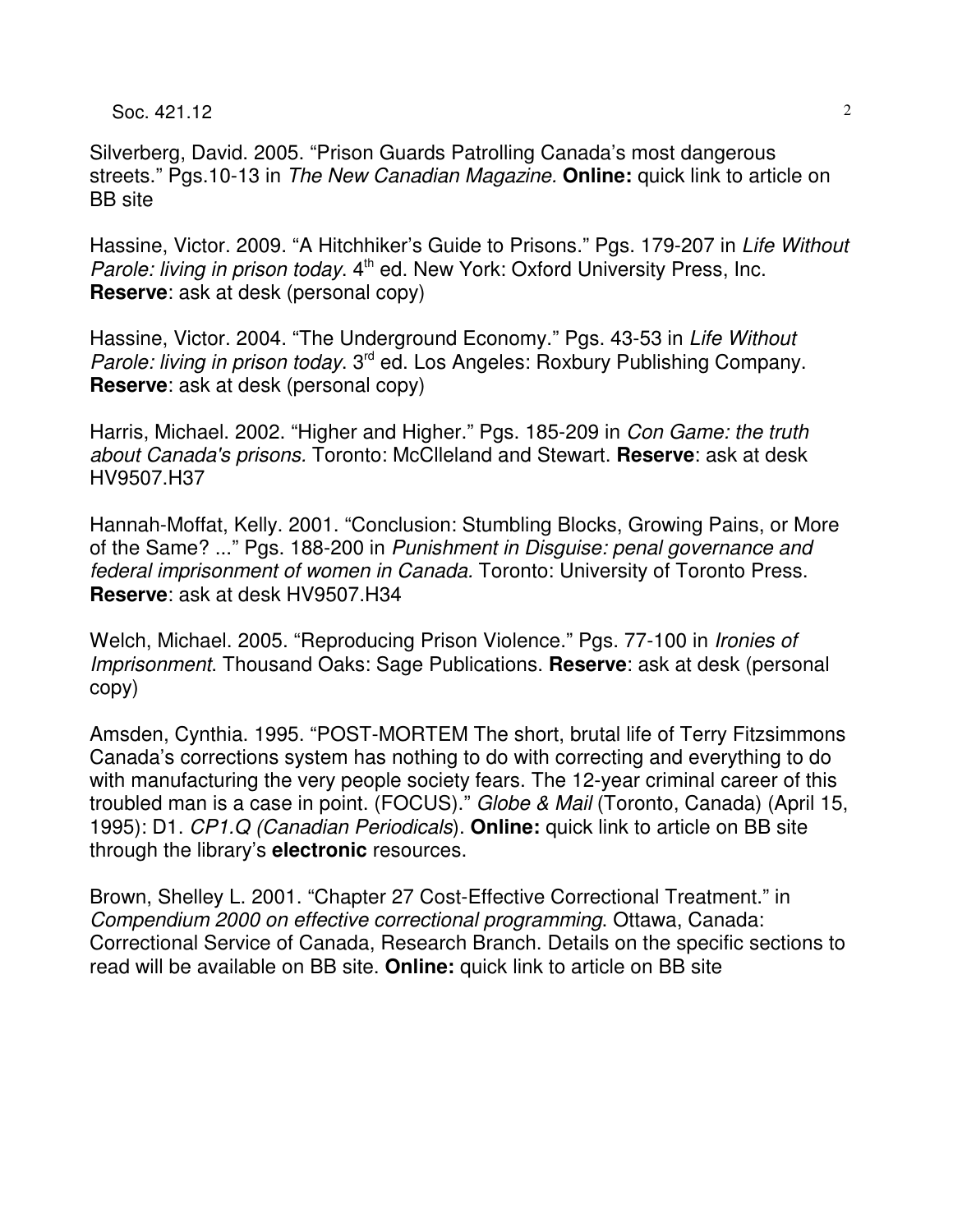Silverberg, David. 2005. “Prison Guards Patrolling Canada’s most dangerous streets.” Pgs.10-13 in *The New Canadian Magazine.* **Online:** quick link to article on BB site

Hassine, Victor. 2009. “A Hitchhiker’s Guide to Prisons.” Pgs. 179-207 in *Life Without Parole: living in prison today*. 4th ed. New York: Oxford University Press, Inc. **Reserve**: ask at desk (personal copy)

Hassine, Victor. 2004. “The Underground Economy.” Pgs. 43-53 in *Life Without Parole: living in prison today*. 3rd ed. Los Angeles: Roxbury Publishing Company. **Reserve**: ask at desk (personal copy)

Harris, Michael. 2002. “Higher and Higher.” Pgs. 185-209 in *Con Game: the truth about Canada's prisons.* Toronto: McClleland and Stewart. **Reserve**: ask at desk HV9507.H37

Hannah-Moffat, Kelly. 2001. “Conclusion: Stumbling Blocks, Growing Pains, or More of the Same? ...” Pgs. 188-200 in *Punishment in Disguise: penal governance and federal imprisonment of women in Canada.* Toronto: University of Toronto Press. **Reserve**: ask at desk HV9507.H34

Welch, Michael. 2005. “Reproducing Prison Violence.” Pgs. 77-100 in *Ironies of Imprisonment*. Thousand Oaks: Sage Publications. **Reserve**: ask at desk (personal copy)

Amsden, Cynthia. 1995. “POST-MORTEM The short, brutal life of Terry Fitzsimmons Canada’s corrections system has nothing to do with correcting and everything to do with manufacturing the very people society fears. The 12-year criminal career of this troubled man is a case in point. (FOCUS).” *Globe & Mail* (Toronto, Canada) (April 15, 1995): D1. *CP1.Q (Canadian Periodicals*). **Online:** quick link to article on BB site through the library’s **electronic** resources.

Brown, Shelley L. 2001. “Chapter 27 Cost-Effective Correctional Treatment.” in *Compendium 2000 on effective correctional programming*. Ottawa, Canada: Correctional Service of Canada, Research Branch. Details on the specific sections to read will be available on BB site. **Online:** quick link to article on BB site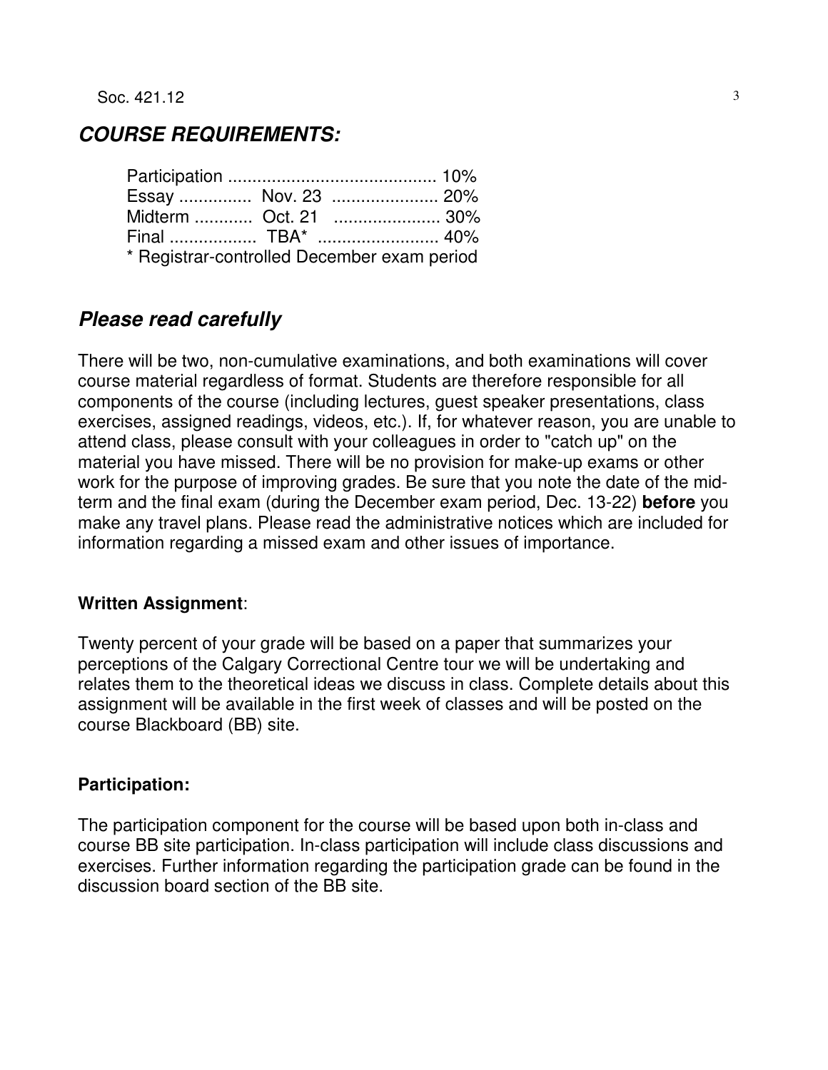## COURSE REQUIREMENTS:

| Component | Date | Weight |
|---|---|---|
| Participation | | 10% |
| Essay | Nov. 23 | 20% |
| Midterm | Oct. 21 | 30% |
| Final | TBA* | 40% |

\* Registrar-controlled December exam period

## Please read carefully

There will be two, non-cumulative examinations, and both examinations will cover course material regardless of format. Students are therefore responsible for all components of the course (including lectures, guest speaker presentations, class exercises, assigned readings, videos, etc.). If, for whatever reason, you are unable to attend class, please consult with your colleagues in order to "catch up" on the material you have missed. There will be no provision for make-up exams or other work for the purpose of improving grades. Be sure that you note the date of the mid-term and the final exam (during the December exam period, Dec. 13-22) **before** you make any travel plans. Please read the administrative notices which are included for information regarding a missed exam and other issues of importance.

**Written Assignment**:

Twenty percent of your grade will be based on a paper that summarizes your perceptions of the Calgary Correctional Centre tour we will be undertaking and relates them to the theoretical ideas we discuss in class. Complete details about this assignment will be available in the first week of classes and will be posted on the course Blackboard (BB) site.

**Participation:**

The participation component for the course will be based upon both in-class and course BB site participation. In-class participation will include class discussions and exercises. Further information regarding the participation grade can be found in the discussion board section of the BB site.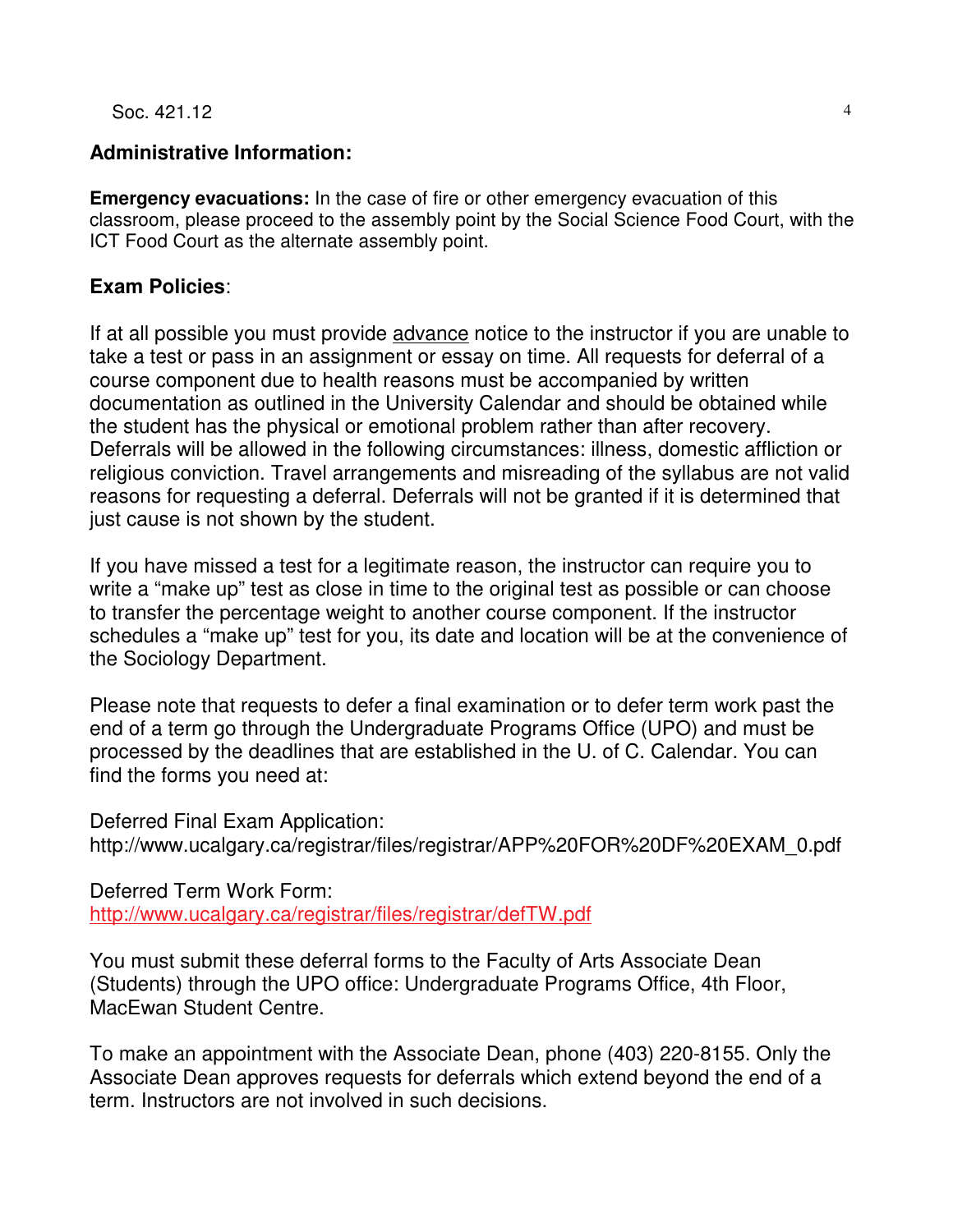## Administrative Information:

**Emergency evacuations:** In the case of fire or other emergency evacuation of this classroom, please proceed to the assembly point by the Social Science Food Court, with the ICT Food Court as the alternate assembly point.

## Exam Policies:

If at all possible you must provide advance notice to the instructor if you are unable to take a test or pass in an assignment or essay on time. All requests for deferral of a course component due to health reasons must be accompanied by written documentation as outlined in the University Calendar and should be obtained while the student has the physical or emotional problem rather than after recovery. Deferrals will be allowed in the following circumstances: illness, domestic affliction or religious conviction. Travel arrangements and misreading of the syllabus are not valid reasons for requesting a deferral. Deferrals will not be granted if it is determined that just cause is not shown by the student.

If you have missed a test for a legitimate reason, the instructor can require you to write a "make up" test as close in time to the original test as possible or can choose to transfer the percentage weight to another course component. If the instructor schedules a "make up" test for you, its date and location will be at the convenience of the Sociology Department.

Please note that requests to defer a final examination or to defer term work past the end of a term go through the Undergraduate Programs Office (UPO) and must be processed by the deadlines that are established in the U. of C. Calendar. You can find the forms you need at:

Deferred Final Exam Application:
http://www.ucalgary.ca/registrar/files/registrar/APP%20FOR%20DF%20EXAM_0.pdf

Deferred Term Work Form:
http://www.ucalgary.ca/registrar/files/registrar/defTW.pdf

You must submit these deferral forms to the Faculty of Arts Associate Dean (Students) through the UPO office: Undergraduate Programs Office, 4th Floor, MacEwan Student Centre.

To make an appointment with the Associate Dean, phone (403) 220-8155. Only the Associate Dean approves requests for deferrals which extend beyond the end of a term. Instructors are not involved in such decisions.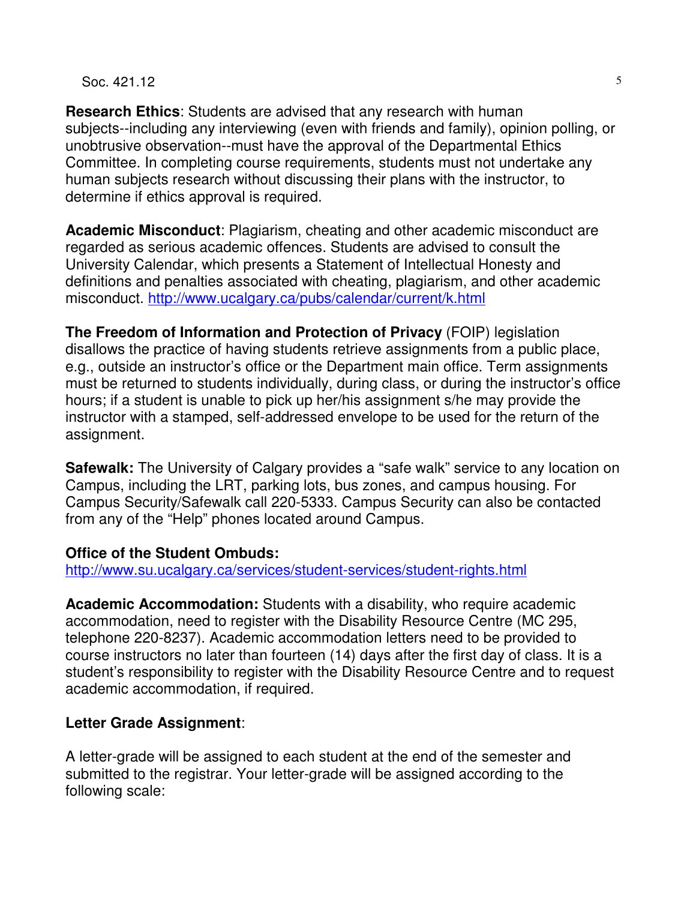**Research Ethics**: Students are advised that any research with human subjects--including any interviewing (even with friends and family), opinion polling, or unobtrusive observation--must have the approval of the Departmental Ethics Committee. In completing course requirements, students must not undertake any human subjects research without discussing their plans with the instructor, to determine if ethics approval is required.

**Academic Misconduct**: Plagiarism, cheating and other academic misconduct are regarded as serious academic offences. Students are advised to consult the University Calendar, which presents a Statement of Intellectual Honesty and definitions and penalties associated with cheating, plagiarism, and other academic misconduct. http://www.ucalgary.ca/pubs/calendar/current/k.html

**The Freedom of Information and Protection of Privacy** (FOIP) legislation disallows the practice of having students retrieve assignments from a public place, e.g., outside an instructor's office or the Department main office. Term assignments must be returned to students individually, during class, or during the instructor's office hours; if a student is unable to pick up her/his assignment s/he may provide the instructor with a stamped, self-addressed envelope to be used for the return of the assignment.

**Safewalk:** The University of Calgary provides a "safe walk" service to any location on Campus, including the LRT, parking lots, bus zones, and campus housing. For Campus Security/Safewalk call 220-5333. Campus Security can also be contacted from any of the "Help" phones located around Campus.

**Office of the Student Ombuds:**
http://www.su.ucalgary.ca/services/student-services/student-rights.html

**Academic Accommodation:** Students with a disability, who require academic accommodation, need to register with the Disability Resource Centre (MC 295, telephone 220-8237). Academic accommodation letters need to be provided to course instructors no later than fourteen (14) days after the first day of class. It is a student's responsibility to register with the Disability Resource Centre and to request academic accommodation, if required.

**Letter Grade Assignment**:

A letter-grade will be assigned to each student at the end of the semester and submitted to the registrar. Your letter-grade will be assigned according to the following scale: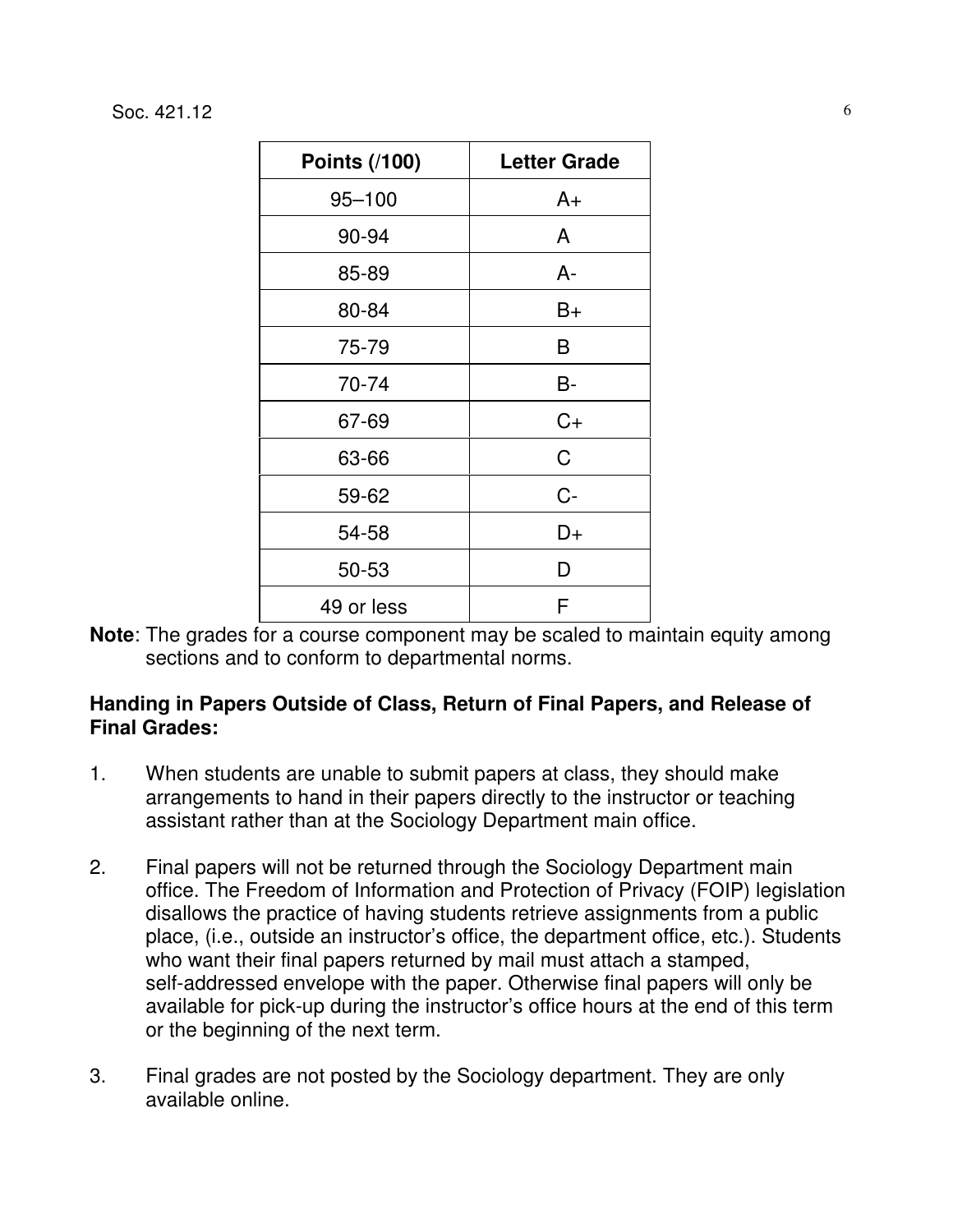| Points (/100) | Letter Grade |
|---|---|
| 95–100 | A+ |
| 90-94 | A |
| 85-89 | A- |
| 80-84 | B+ |
| 75-79 | B |
| 70-74 | B- |
| 67-69 | C+ |
| 63-66 | C |
| 59-62 | C- |
| 54-58 | D+ |
| 50-53 | D |
| 49 or less | F |

**Note**: The grades for a course component may be scaled to maintain equity among sections and to conform to departmental norms.

**Handing in Papers Outside of Class, Return of Final Papers, and Release of Final Grades:**

1. When students are unable to submit papers at class, they should make arrangements to hand in their papers directly to the instructor or teaching assistant rather than at the Sociology Department main office.

2. Final papers will not be returned through the Sociology Department main office. The Freedom of Information and Protection of Privacy (FOIP) legislation disallows the practice of having students retrieve assignments from a public place, (i.e., outside an instructor's office, the department office, etc.). Students who want their final papers returned by mail must attach a stamped, self-addressed envelope with the paper. Otherwise final papers will only be available for pick-up during the instructor's office hours at the end of this term or the beginning of the next term.

3. Final grades are not posted by the Sociology department. They are only available online.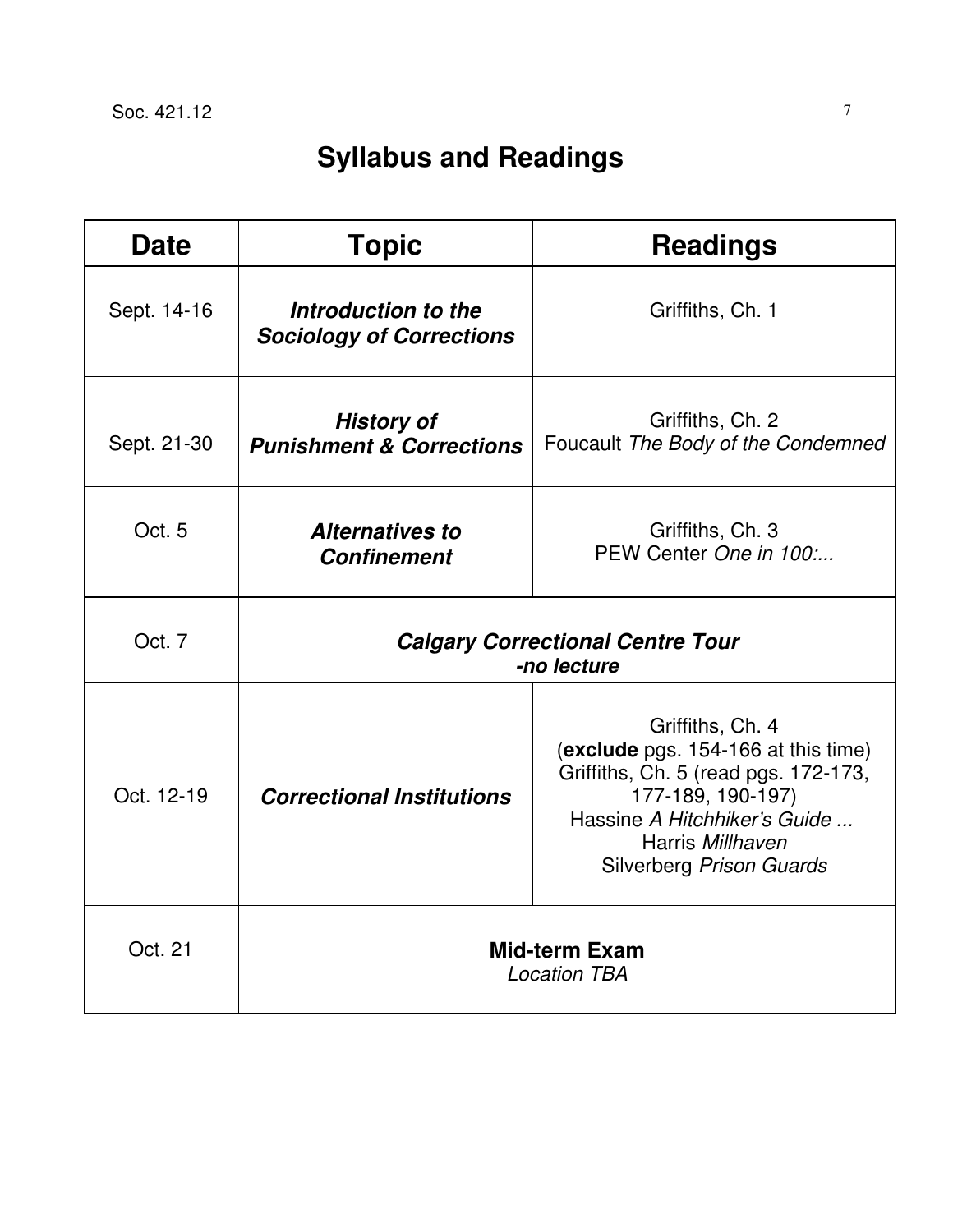# Syllabus and Readings

| Date | Topic | Readings |
|---|---|---|
| Sept. 14-16 | ***Introduction to the Sociology of Corrections*** | Griffiths, Ch. 1 |
| Sept. 21-30 | ***History of Punishment & Corrections*** | Griffiths, Ch. 2<br>Foucault *The Body of the Condemned* |
| Oct. 5 | ***Alternatives to Confinement*** | Griffiths, Ch. 3<br>PEW Center *One in 100:...* |
| Oct. 7 | ***Calgary Correctional Centre Tour***<br>***-no lecture*** | |
| Oct. 12-19 | ***Correctional Institutions*** | Griffiths, Ch. 4<br>(**exclude** pgs. 154-166 at this time)<br>Griffiths, Ch. 5 (read pgs. 172-173, 177-189, 190-197)<br>Hassine *A Hitchhiker's Guide ...*<br>Harris *Millhaven*<br>Silverberg *Prison Guards* |
| Oct. 21 | **Mid-term Exam**<br>*Location TBA* | |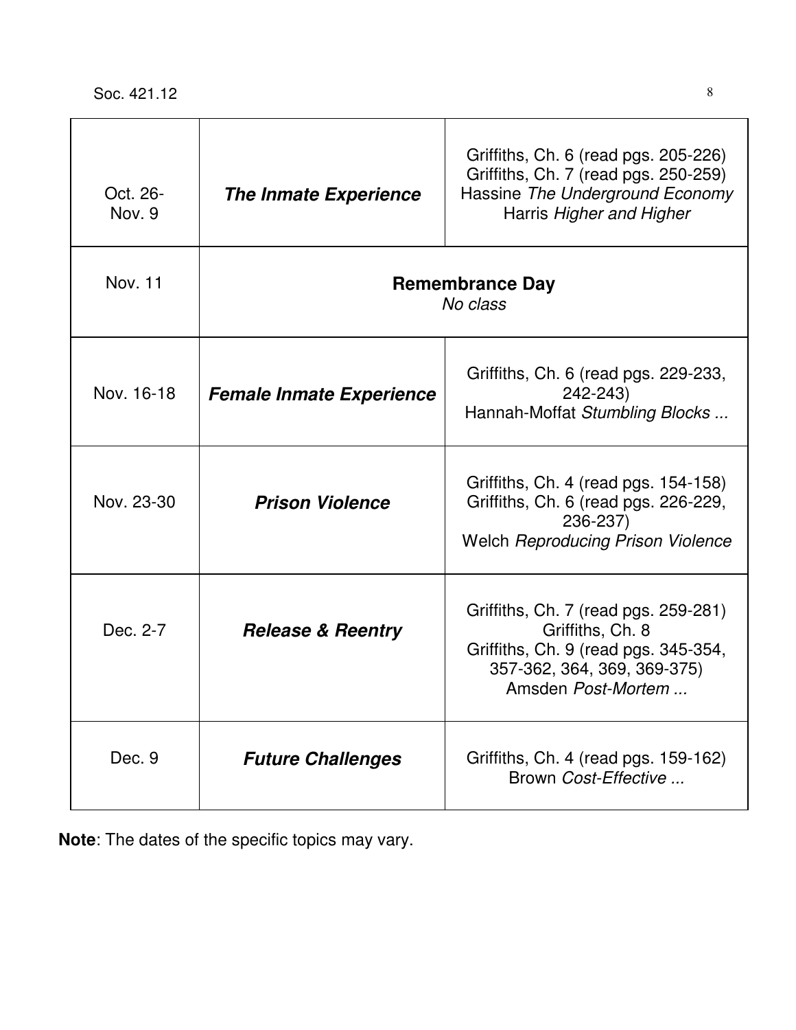| | | |
|---|---|---|
| Oct. 26-Nov. 9 | ***The Inmate Experience*** | Griffiths, Ch. 6 (read pgs. 205-226)<br>Griffiths, Ch. 7 (read pgs. 250-259)<br>Hassine *The Underground Economy*<br>Harris *Higher and Higher* |
| Nov. 11 | **Remembrance Day**<br>*No class* | |
| Nov. 16-18 | ***Female Inmate Experience*** | Griffiths, Ch. 6 (read pgs. 229-233, 242-243)<br>Hannah-Moffat *Stumbling Blocks ...* |
| Nov. 23-30 | ***Prison Violence*** | Griffiths, Ch. 4 (read pgs. 154-158)<br>Griffiths, Ch. 6 (read pgs. 226-229, 236-237)<br>Welch *Reproducing Prison Violence* |
| Dec. 2-7 | ***Release & Reentry*** | Griffiths, Ch. 7 (read pgs. 259-281)<br>Griffiths, Ch. 8<br>Griffiths, Ch. 9 (read pgs. 345-354, 357-362, 364, 369, 369-375)<br>Amsden *Post-Mortem ...* |
| Dec. 9 | ***Future Challenges*** | Griffiths, Ch. 4 (read pgs. 159-162)<br>Brown *Cost-Effective ...* |

**Note**: The dates of the specific topics may vary.